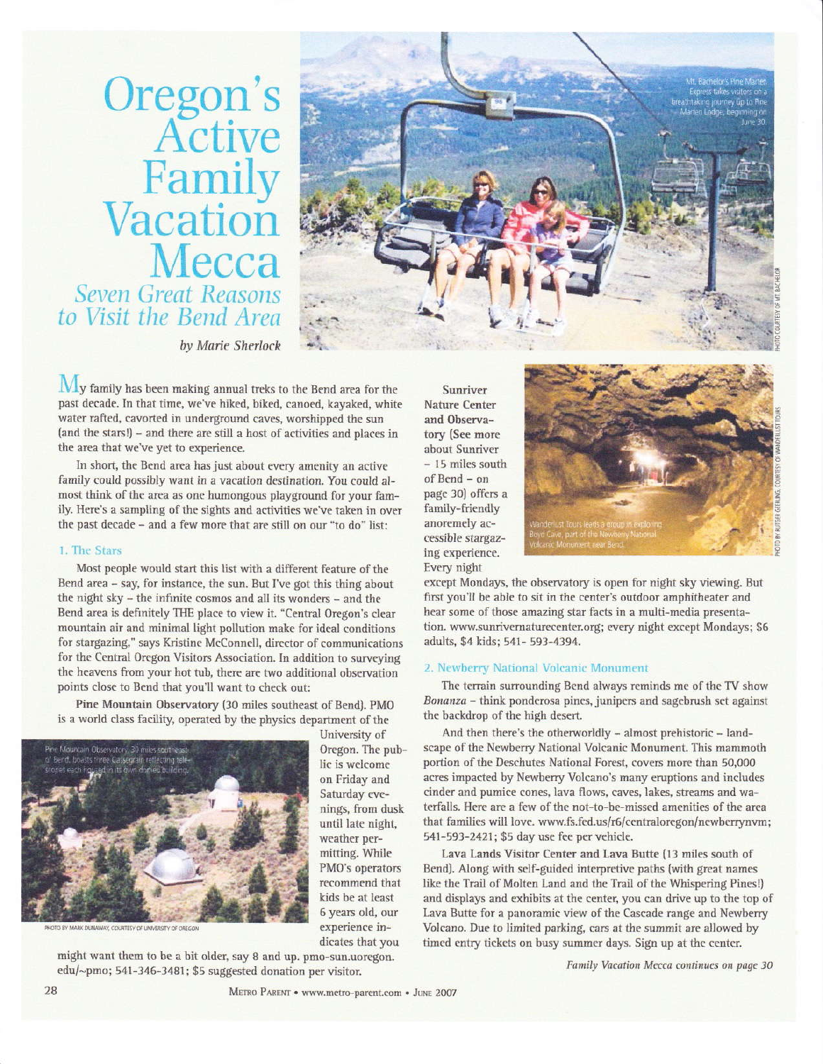# Oregon's Active Family Vacation Mecca

## *Seven Great Reasons to Visit the Bend Area*

*by Marie Sherlock*

Mt. Bachelor's Pine Marten Express takes visitors on a breathtaking journey up to Pine Marten Lodge, beginning on June 30.

PHOTO COURTESY OF MT. BACHELOR

My family has been making annual treks to the Bend area for the past decade. In that time, we've hiked, biked, canoed, kayaked, white water rafted, cavorted in underground caves, worshipped the sun (and the stars!) – and there are still a host of activities and places in the area that we've yet to experience.

In short, the Bend area has just about every amenity an active family could possibly want in a vacation destination. You could almost think of the area as one humongous playground for your family. Here's a sampling of the sights and activities we've taken in over the past decade – and a few more that are still on our "to do" list:

### 1. The Stars

Most people would start this list with a different feature of the Bend area – say, for instance, the sun. But I've got this thing about the night sky – the infinite cosmos and all its wonders – and the Bend area is definitely THE place to view it. "Central Oregon's clear mountain air and minimal light pollution make for ideal conditions for stargazing," says Kristine McConnell, director of communications for the Central Oregon Visitors Association. In addition to surveying the heavens from your hot tub, there are two additional observation points close to Bend that you'll want to check out:

**Pine Mountain Observatory** (30 miles southeast of Bend). PMO is a world class facility, operated by the physics department of the University of Oregon. The public is welcome on Friday and Saturday evenings, from dusk until late night, weather permitting. While PMO's operators recommend that kids be at least 6 years old, our experience indicates that you might want them to be a bit older, say 8 and up. pmo-sun.uoregon.edu/~pmo; 541-346-3481; $5 suggested donation per visitor.

Pine Mountain Observatory, 30 miles southeast of Bend, boasts three Cassegrain reflecting telescopes each housed in its own domed building.

PHOTO BY MARK DUNAWAY, COURTESY OF UNIVERSITY OF OREGON

**Sunriver Nature Center and Observatory** (See more about Sunriver – 15 miles south of Bend – on page 30) offers a family-friendly anoremely accessible stargazing experience. Every night except Mondays, the observatory is open for night sky viewing. But first you'll be able to sit in the center's outdoor amphitheater and hear some of those amazing star facts in a multi-media presentation. www.sunrivernaturecenter.org; every night except Mondays; $6 adults, $4 kids; 541- 593-4394.

Wanderlust Tours leads a group in exploring Boyd Cave, part of the Newberry National Volcanic Monument near Bend.

PHOTO BY RUTGER GIERLING, COURTESY OF WANDERLUST TOURS

### 2. Newberry National Volcanic Monument

The terrain surrounding Bend always reminds me of the TV show *Bonanza* – think ponderosa pines, junipers and sagebrush set against the backdrop of the high desert.

And then there's the otherworldly – almost prehistoric – landscape of the Newberry National Volcanic Monument. This mammoth portion of the Deschutes National Forest, covers more than 50,000 acres impacted by Newberry Volcano's many eruptions and includes cinder and pumice cones, lava flows, caves, lakes, streams and waterfalls. Here are a few of the not-to-be-missed amenities of the area that families will love. www.fs.fed.us/r6/centraloregon/newberrynvm; 541-593-2421; $5 day use fee per vehicle.

**Lava Lands Visitor Center and Lava Butte** (13 miles south of Bend). Along with self-guided interpretive paths (with great names like the Trail of Molten Land and the Trail of the Whispering Pines!) and displays and exhibits at the center, you can drive up to the top of Lava Butte for a panoramic view of the Cascade range and Newberry Volcano. Due to limited parking, cars at the summit are allowed by timed entry tickets on busy summer days. Sign up at the center.

*Family Vacation Mecca continues on page 30*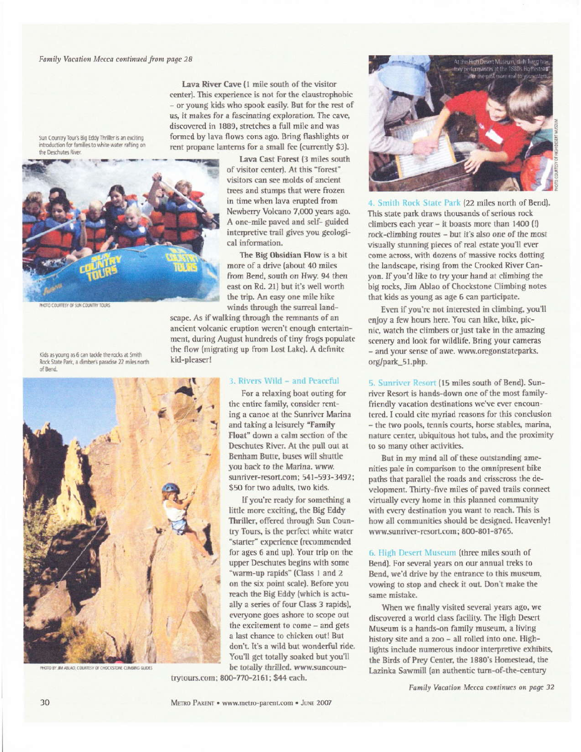*Family Vacation Mecca continued from page 28*

Sun Country Tour's Big Eddy Thriller is an exciting introduction for families to white water rafting on the Deschutes River.

PHOTO COURTESY OF SUN COUNTRY TOURS

Kids as young as 6 can tackle the rocks at Smith Rock State Park, a climber's paradise 22 miles north of Bend.

PHOTO BY JIM ABLAO, COURTESY OF CHOCKSTONE CLIMBING GUIDES

**Lava River Cave** (1 mile south of the visitor center). This experience is not for the claustrophobic – or young kids who spook easily. But for the rest of us, it makes for a fascinating exploration. The cave, discovered in 1889, stretches a full mile and was formed by lava flows eons ago. Bring flashlights or rent propane lanterns for a small fee (currently $3).

**Lava Cast Forest** (3 miles south of visitor center). At this "forest" visitors can see molds of ancient trees and stumps that were frozen in time when lava erupted from Newberry Volcano 7,000 years ago. A one-mile paved and self- guided interpretive trail gives you geological information.

**The Big Obsidian Flow** is a bit more of a drive (about 40 miles from Bend, south on Hwy. 94 then east on Rd. 21) but it's well worth the trip. An easy one mile hike winds through the surreal landscape. As if walking through the remnants of an ancient volcanic eruption weren't enough entertainment, during August hundreds of tiny frogs populate the flow (migrating up from Lost Lake). A definite kid-pleaser!

## 3. Rivers Wild – and Peaceful

For a relaxing boat outing for the entire family, consider renting a canoe at the Sunriver Marina and taking a leisurely **"Family Float"** down a calm section of the Deschutes River. At the pull out at Benham Butte, buses will shuttle you back to the Marina. www.sunriver-resort.com; 541-593-3492; $50 for two adults, two kids.

If you're ready for something a little more exciting, the **Big Eddy Thriller**, offered through Sun Country Tours, is the perfect white water "starter" experience (recommended for ages 6 and up). Your trip on the upper Deschutes begins with some "warm-up rapids" (Class 1 and 2 on the six point scale). Before you reach the Big Eddy (which is actually a series of four Class 3 rapids), everyone goes ashore to scope out the excitement to come – and gets a last chance to chicken out! But don't. It's a wild but wonderful ride. You'll get totally soaked but you'll be totally thrilled. www.suncountrytours.com; 800-770-2161; $44 each.

At the High Desert Museum, daily living history performances at the 1880s Homestead make the past more real to youngsters.

PHOTO COURTESY OF HIGH DESERT MUSEUM

## 4. Smith Rock State Park

**(22 miles north of Bend).** This state park draws thousands of serious rock climbers each year – it boasts more than 1400 (!) rock-climbing routes – but it's also one of the most visually stunning pieces of real estate you'll ever come across, with dozens of massive rocks dotting the landscape, rising from the Crooked River Canyon. If you'd like to try your hand at climbing the big rocks, Jim Ablao of Chockstone Climbing notes that kids as young as age 6 can participate.

Even if you're not interested in climbing, you'll enjoy a few hours here. You can hike, bike, picnic, watch the climbers or just take in the amazing scenery and look for wildlife. Bring your cameras – and your sense of awe. www.oregonstateparks.org/park_51.php.

## 5. Sunriver Resort

**(15 miles south of Bend).** Sunriver Resort is hands-down one of the most family-friendly vacation destinations we've ever encountered. I could cite myriad reasons for this conclusion – the two pools, tennis courts, horse stables, marina, nature center, ubiquitous hot tubs, and the proximity to so many other activities.

But in my mind all of these outstanding amenities pale in comparison to the omnipresent bike paths that parallel the roads and crisscross the development. Thirty-five miles of paved trails connect virtually every home in this planned community with every destination you want to reach. This is how all communities should be designed. Heavenly! www.sunriver-resort.com; 800-801-8765.

## 6. High Desert Museum

**(three miles south of Bend).** For several years on our annual treks to Bend, we'd drive by the entrance to this museum, vowing to stop and check it out. Don't make the same mistake.

When we finally visited several years ago, we discovered a world class facility. The High Desert Museum is a hands-on family museum, a living history site and a zoo – all rolled into one. Highlights include numerous indoor interpretive exhibits, the Birds of Prey Center, the 1880's Homestead, the Lazinka Sawmill (an authentic turn-of-the-century

*Family Vacation Mecca continues on page 32*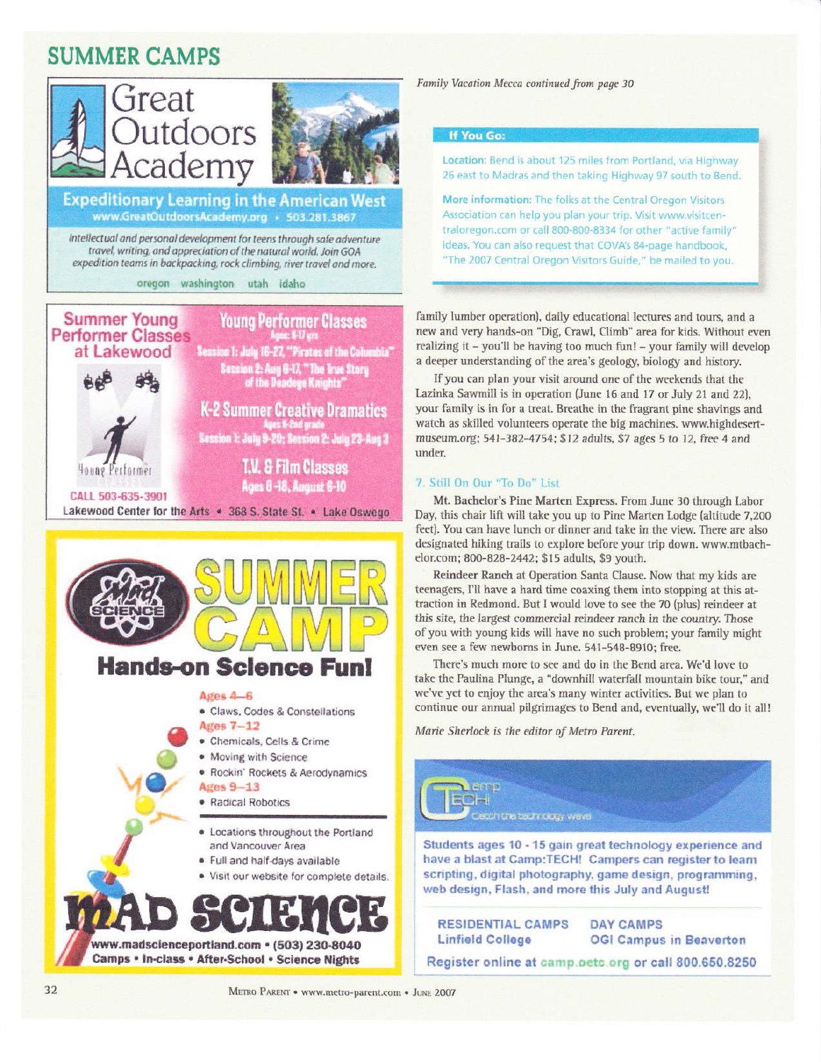## SUMMER CAMPS

# Great Outdoors Academy

**Expeditionary Learning in the American West**
www.GreatOutdoorsAcademy.org • 503.281.3867

*Intellectual and personal development for teens through safe adventure travel, writing, and appreciation of the natural world. Join GOA expedition teams in backpacking, rock climbing, river travel and more.*

oregon washington utah idaho

**Summer Young Performer Classes at Lakewood**

**Young Performer Classes**
Ages: 8-17 yrs
Session 1: July 16-27, "Pirates of the Columbia"
Session 2: Aug 6-17, "The True Story of the Deadeye Knights"

**K-2 Summer Creative Dramatics**
Ages K-2nd grade
Session 1: July 9-20; Session 2: July 23-Aug 3

**T.V. & Film Classes**
Ages 8-18, August 6-10

Young Performer Classes

CALL 503-635-3901

Lakewood Center for the Arts • 368 S. State St. • Lake Oswego

# Mad Science SUMMER CAMP

## Hands-on Science Fun!

**Ages 4–6**
- Claws, Codes & Constellations

**Ages 7–12**
- Chemicals, Cells & Crime
- Moving with Science
- Rockin' Rockets & Aerodynamics

**Ages 9–13**
- Radical Robotics

- Locations throughout the Portland and Vancouver Area
- Full and half-days available
- Visit our website for complete details.

**MAD SCIENCE**
www.madscienceportland.com • (503) 230-8040
Camps • In-class • After-School • Science Nights

*Family Vacation Mecca continued from page 30*

**If You Go:**

**Location:** Bend is about 125 miles from Portland, via Highway 26 east to Madras and then taking Highway 97 south to Bend.

**More information:** The folks at the Central Oregon Visitors Association can help you plan your trip. Visit www.visitcentraloregon.com or call 800-800-8334 for other "active family" ideas. You can also request that COVA's 84-page handbook, "The 2007 Central Oregon Visitors Guide," be mailed to you.

family lumber operation), daily educational lectures and tours, and a new and very hands-on "Dig, Crawl, Climb" area for kids. Without even realizing it – you'll be having too much fun! – your family will develop a deeper understanding of the area's geology, biology and history.

If you can plan your visit around one of the weekends that the Lazinka Sawmill is in operation (June 16 and 17 or July 21 and 22), your family is in for a treat. Breathe in the fragrant pine shavings and watch as skilled volunteers operate the big machines. www.highdesertmuseum.org; 541-382-4754; $12 adults, $7 ages 5 to 12, free 4 and under.

### 7. Still On Our "To Do" List

**Mt. Bachelor's Pine Marten Express.** From June 30 through Labor Day, this chair lift will take you up to Pine Marten Lodge (altitude 7,200 feet). You can have lunch or dinner and take in the view. There are also designated hiking trails to explore before your trip down. www.mtbachelor.com; 800-829-2442; $15 adults, $9 youth.

**Reindeer Ranch at Operation Santa Clause.** Now that my kids are teenagers, I'll have a hard time coaxing them into stopping at this attraction in Redmond. But I would love to see the 70 (plus) reindeer at this site, the largest commercial reindeer ranch in the country. Those of you with young kids will have no such problem; your family might even see a few newborns in June. 541-548-8910; free.

There's much more to see and do in the Bend area. We'd love to take the Paulina Plunge, a "downhill waterfall mountain bike tour," and we've yet to enjoy the area's many winter activities. But we plan to continue our annual pilgrimages to Bend and, eventually, we'll do it all!

*Marie Sherlock is the editor of Metro Parent.*

**Camp TECH!** Catch the technology wave

**Students ages 10 - 15 gain great technology experience and have a blast at Camp:TECH! Campers can register to learn scripting, digital photography, game design, programming, web design, Flash, and more this July and August!**

**RESIDENTIAL CAMPS** Linfield College

**DAY CAMPS** OGI Campus in Beaverton

Register online at camp.oetc.org or call 800.650.8250